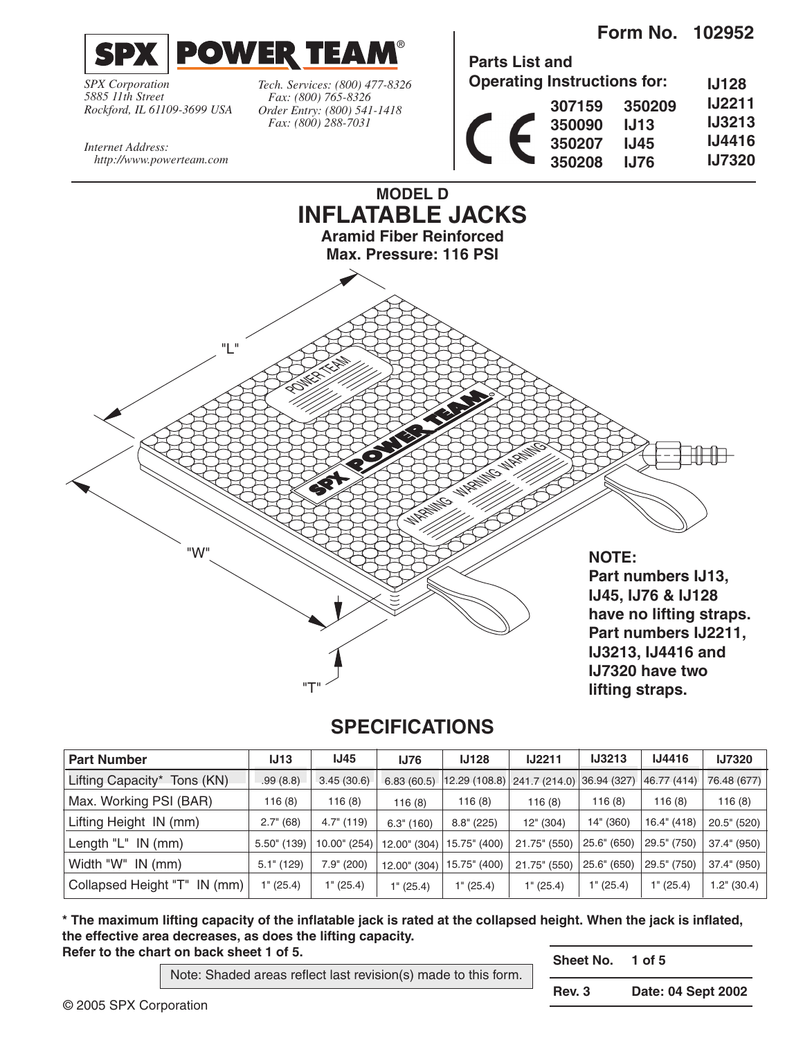**Form No. 102952**

**SPX | POWER TEAM®**

*SPX Corporation*
*5885 11th Street*
*Rockford, IL 61109-3699 USA*

*Tech. Services: (800) 477-8326*
*Fax: (800) 765-8326*
*Order Entry: (800) 541-1418*
*Fax: (800) 288-7031*

*Internet Address:*
*http://www.powerteam.com*

**Parts List and Operating Instructions for:**

CE

**307159, 350090, 350207, 350208, 350209, IJ13, IJ45, IJ76, IJ128, IJ2211, IJ3213, IJ4416, IJ7320**

# MODEL D INFLATABLE JACKS

**Aramid Fiber Reinforced**
**Max. Pressure: 116 PSI**

"L"

"W"

"T"

**NOTE:**
**Part numbers IJ13, IJ45, IJ76 & IJ128 have no lifting straps. Part numbers IJ2211, IJ3213, IJ4416 and IJ7320 have two lifting straps.**

## SPECIFICATIONS

| Part Number | IJ13 | IJ45 | IJ76 | IJ128 | IJ2211 | IJ3213 | IJ4416 | IJ7320 |
|---|---|---|---|---|---|---|---|---|
| Lifting Capacity* Tons (KN) | .99 (8.8) | 3.45 (30.6) | 6.83 (60.5) | 12.29 (108.8) | 241.7 (214.0) | 36.94 (327) | 46.77 (414) | 76.48 (677) |
| Max. Working PSI (BAR) | 116 (8) | 116 (8) | 116 (8) | 116 (8) | 116 (8) | 116 (8) | 116 (8) | 116 (8) |
| Lifting Height IN (mm) | 2.7" (68) | 4.7" (119) | 6.3" (160) | 8.8" (225) | 12" (304) | 14" (360) | 16.4" (418) | 20.5" (520) |
| Length "L" IN (mm) | 5.50" (139) | 10.00" (254) | 12.00" (304) | 15.75" (400) | 21.75" (550) | 25.6" (650) | 29.5" (750) | 37.4" (950) |
| Width "W" IN (mm) | 5.1" (129) | 7.9" (200) | 12.00" (304) | 15.75" (400) | 21.75" (550) | 25.6" (650) | 29.5" (750) | 37.4" (950) |
| Collapsed Height "T" IN (mm) | 1" (25.4) | 1" (25.4) | 1" (25.4) | 1" (25.4) | 1" (25.4) | 1" (25.4) | 1" (25.4) | 1.2" (30.4) |

**\* The maximum lifting capacity of the inflatable jack is rated at the collapsed height. When the jack is inflated, the effective area decreases, as does the lifting capacity.**
**Refer to the chart on back sheet 1 of 5.**

Note: Shaded areas reflect last revision(s) made to this form.

Sheet No. 1 of 5
Rev. 3 Date: 04 Sept 2002

© 2005 SPX Corporation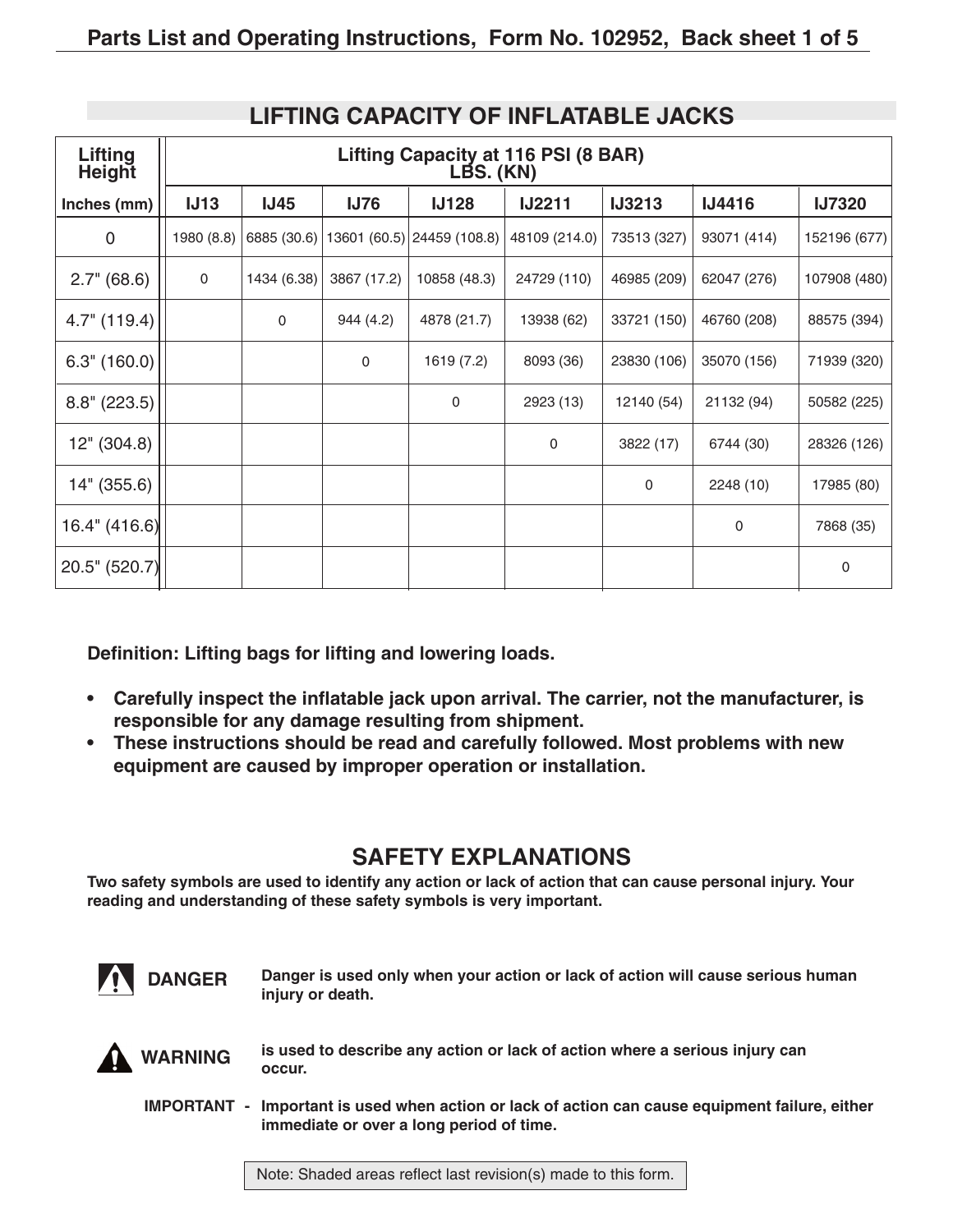## LIFTING CAPACITY OF INFLATABLE JACKS

| Lifting Height | Lifting Capacity at 116 PSI (8 BAR) LBS. (KN) | | | | | | | |
|---|---|---|---|---|---|---|---|---|
| Inches (mm) | IJ13 | IJ45 | IJ76 | IJ128 | IJ2211 | IJ3213 | IJ4416 | IJ7320 |
| 0 | 1980 (8.8) | 6885 (30.6) | 13601 (60.5) | 24459 (108.8) | 48109 (214.0) | 73513 (327) | 93071 (414) | 152196 (677) |
| 2.7" (68.6) | 0 | 1434 (6.38) | 3867 (17.2) | 10858 (48.3) | 24729 (110) | 46985 (209) | 62047 (276) | 107908 (480) |
| 4.7" (119.4) | | 0 | 944 (4.2) | 4878 (21.7) | 13938 (62) | 33721 (150) | 46760 (208) | 88575 (394) |
| 6.3" (160.0) | | | 0 | 1619 (7.2) | 8093 (36) | 23830 (106) | 35070 (156) | 71939 (320) |
| 8.8" (223.5) | | | | 0 | 2923 (13) | 12140 (54) | 21132 (94) | 50582 (225) |
| 12" (304.8) | | | | | 0 | 3822 (17) | 6744 (30) | 28326 (126) |
| 14" (355.6) | | | | | | 0 | 2248 (10) | 17985 (80) |
| 16.4" (416.6) | | | | | | | 0 | 7868 (35) |
| 20.5" (520.7) | | | | | | | | 0 |

**Definition: Lifting bags for lifting and lowering loads.**

- **Carefully inspect the inflatable jack upon arrival. The carrier, not the manufacturer, is responsible for any damage resulting from shipment.**
- **These instructions should be read and carefully followed. Most problems with new equipment are caused by improper operation or installation.**

## SAFETY EXPLANATIONS

**Two safety symbols are used to identify any action or lack of action that can cause personal injury. Your reading and understanding of these safety symbols is very important.**

**DANGER** — **Danger is used only when your action or lack of action will cause serious human injury or death.**

**WARNING** — **is used to describe any action or lack of action where a serious injury can occur.**

**IMPORTANT -** **Important is used when action or lack of action can cause equipment failure, either immediate or over a long period of time.**

Note: Shaded areas reflect last revision(s) made to this form.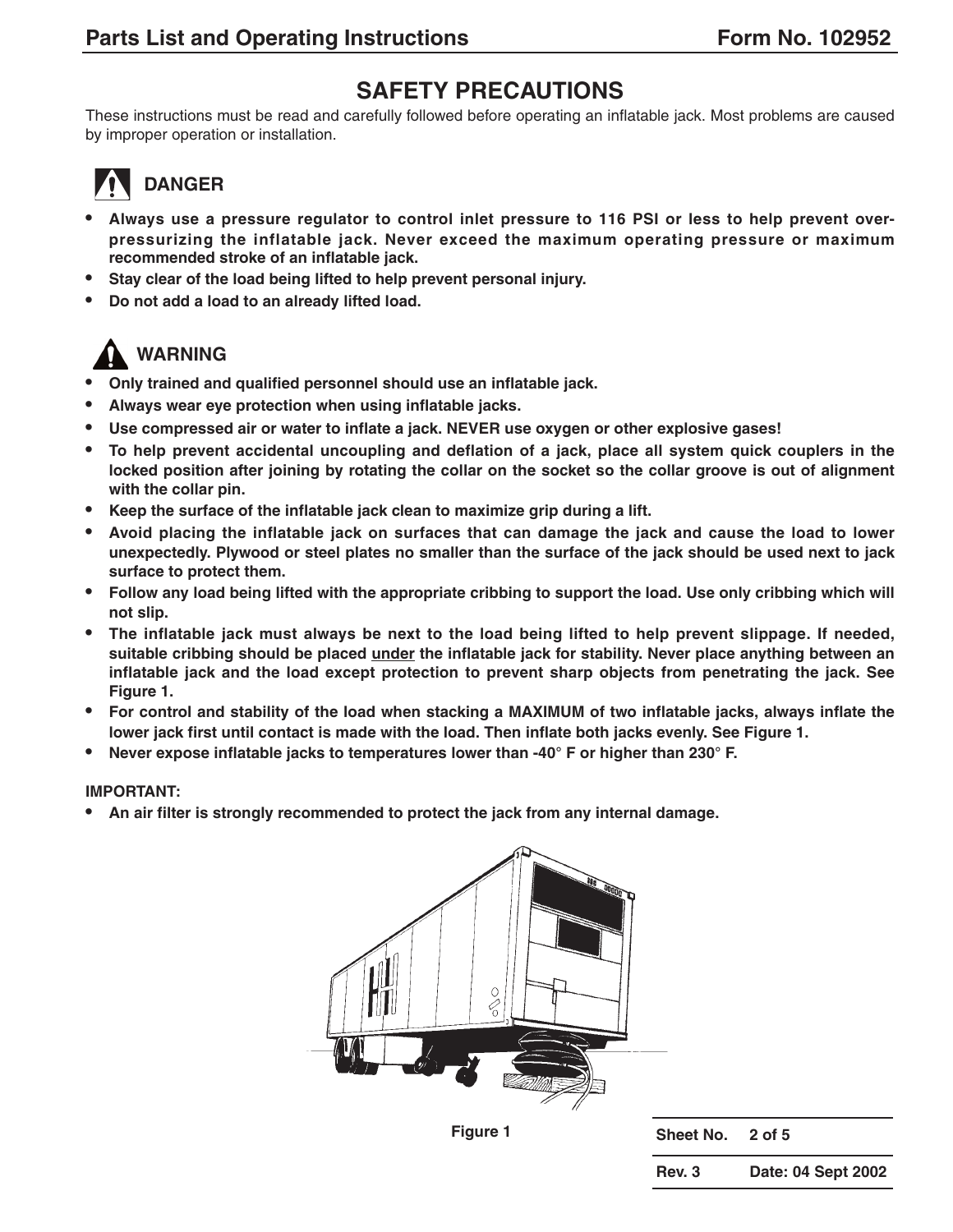# SAFETY PRECAUTIONS

These instructions must be read and carefully followed before operating an inflatable jack. Most problems are caused by improper operation or installation.

## DANGER

- **Always use a pressure regulator to control inlet pressure to 116 PSI or less to help prevent over-pressurizing the inflatable jack. Never exceed the maximum operating pressure or maximum recommended stroke of an inflatable jack.**
- **Stay clear of the load being lifted to help prevent personal injury.**
- **Do not add a load to an already lifted load.**

## WARNING

- **Only trained and qualified personnel should use an inflatable jack.**
- **Always wear eye protection when using inflatable jacks.**
- **Use compressed air or water to inflate a jack. NEVER use oxygen or other explosive gases!**
- **To help prevent accidental uncoupling and deflation of a jack, place all system quick couplers in the locked position after joining by rotating the collar on the socket so the collar groove is out of alignment with the collar pin.**
- **Keep the surface of the inflatable jack clean to maximize grip during a lift.**
- **Avoid placing the inflatable jack on surfaces that can damage the jack and cause the load to lower unexpectedly. Plywood or steel plates no smaller than the surface of the jack should be used next to jack surface to protect them.**
- **Follow any load being lifted with the appropriate cribbing to support the load. Use only cribbing which will not slip.**
- **The inflatable jack must always be next to the load being lifted to help prevent slippage. If needed, suitable cribbing should be placed <u>under</u> the inflatable jack for stability. Never place anything between an inflatable jack and the load except protection to prevent sharp objects from penetrating the jack. See Figure 1.**
- **For control and stability of the load when stacking a MAXIMUM of two inflatable jacks, always inflate the lower jack first until contact is made with the load. Then inflate both jacks evenly. See Figure 1.**
- **Never expose inflatable jacks to temperatures lower than -40° F or higher than 230° F.**

**IMPORTANT:**

- **An air filter is strongly recommended to protect the jack from any internal damage.**

Figure 1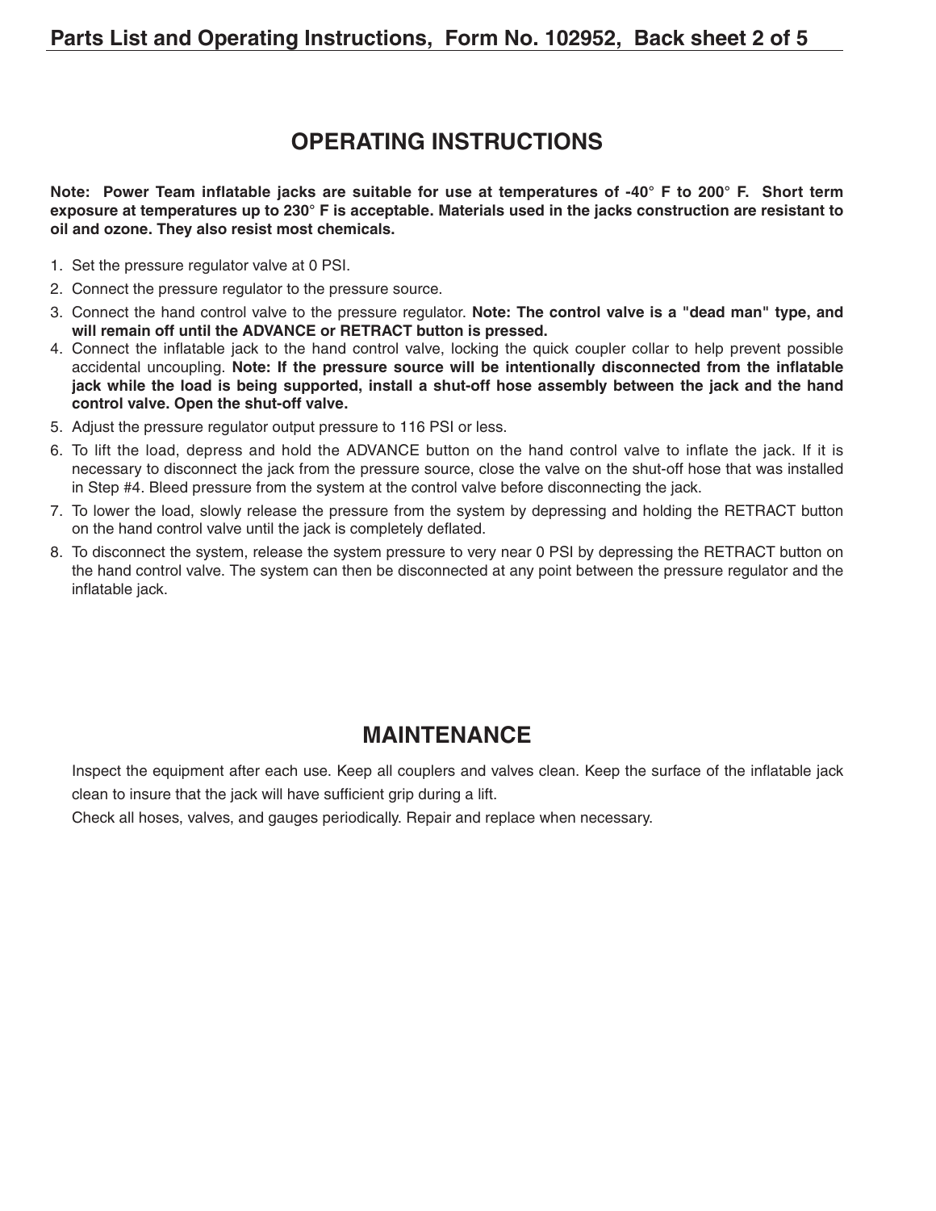## OPERATING INSTRUCTIONS

**Note: Power Team inflatable jacks are suitable for use at temperatures of -40° F to 200° F. Short term exposure at temperatures up to 230° F is acceptable. Materials used in the jacks construction are resistant to oil and ozone. They also resist most chemicals.**

1. Set the pressure regulator valve at 0 PSI.
2. Connect the pressure regulator to the pressure source.
3. Connect the hand control valve to the pressure regulator. **Note: The control valve is a "dead man" type, and will remain off until the ADVANCE or RETRACT button is pressed.**
4. Connect the inflatable jack to the hand control valve, locking the quick coupler collar to help prevent possible accidental uncoupling. **Note: If the pressure source will be intentionally disconnected from the inflatable jack while the load is being supported, install a shut-off hose assembly between the jack and the hand control valve. Open the shut-off valve.**
5. Adjust the pressure regulator output pressure to 116 PSI or less.
6. To lift the load, depress and hold the ADVANCE button on the hand control valve to inflate the jack. If it is necessary to disconnect the jack from the pressure source, close the valve on the shut-off hose that was installed in Step #4. Bleed pressure from the system at the control valve before disconnecting the jack.
7. To lower the load, slowly release the pressure from the system by depressing and holding the RETRACT button on the hand control valve until the jack is completely deflated.
8. To disconnect the system, release the system pressure to very near 0 PSI by depressing the RETRACT button on the hand control valve. The system can then be disconnected at any point between the pressure regulator and the inflatable jack.

## MAINTENANCE

Inspect the equipment after each use. Keep all couplers and valves clean. Keep the surface of the inflatable jack clean to insure that the jack will have sufficient grip during a lift.

Check all hoses, valves, and gauges periodically. Repair and replace when necessary.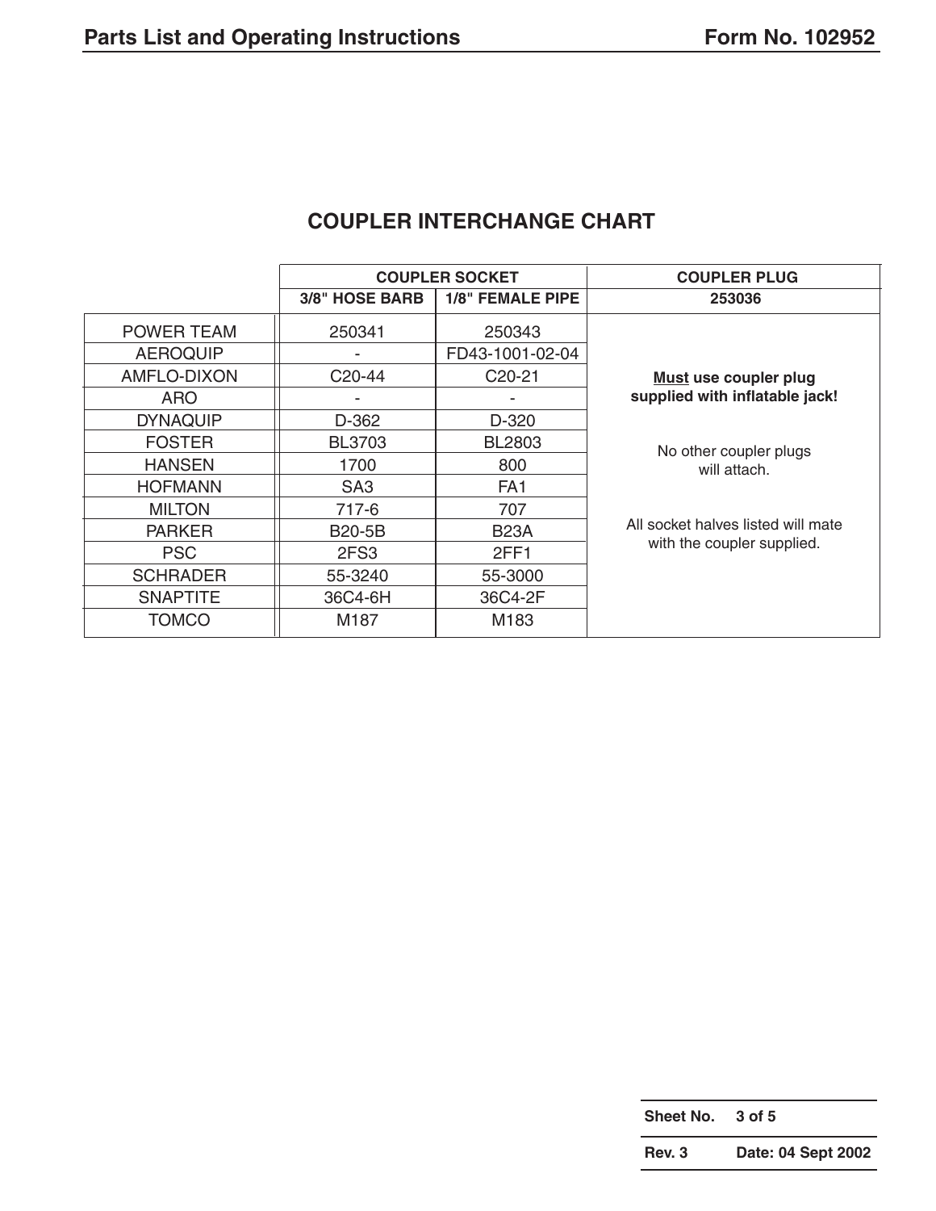## COUPLER INTERCHANGE CHART

| | COUPLER SOCKET | | COUPLER PLUG |
|---|---|---|---|
| | 3/8" HOSE BARB | 1/8" FEMALE PIPE | 253036 |
| POWER TEAM | 250341 | 250343 | **Must use coupler plug supplied with inflatable jack!** No other coupler plugs will attach. All socket halves listed will mate with the coupler supplied. |
| AEROQUIP | - | FD43-1001-02-04 | |
| AMFLO-DIXON | C20-44 | C20-21 | |
| ARO | - | - | |
| DYNAQUIP | D-362 | D-320 | |
| FOSTER | BL3703 | BL2803 | |
| HANSEN | 1700 | 800 | |
| HOFMANN | SA3 | FA1 | |
| MILTON | 717-6 | 707 | |
| PARKER | B20-5B | B23A | |
| PSC | 2FS3 | 2FF1 | |
| SCHRADER | 55-3240 | 55-3000 | |
| SNAPTITE | 36C4-6H | 36C4-2F | |
| TOMCO | M187 | M183 | |

**Sheet No.** 3 of 5

**Rev. 3** Date: 04 Sept 2002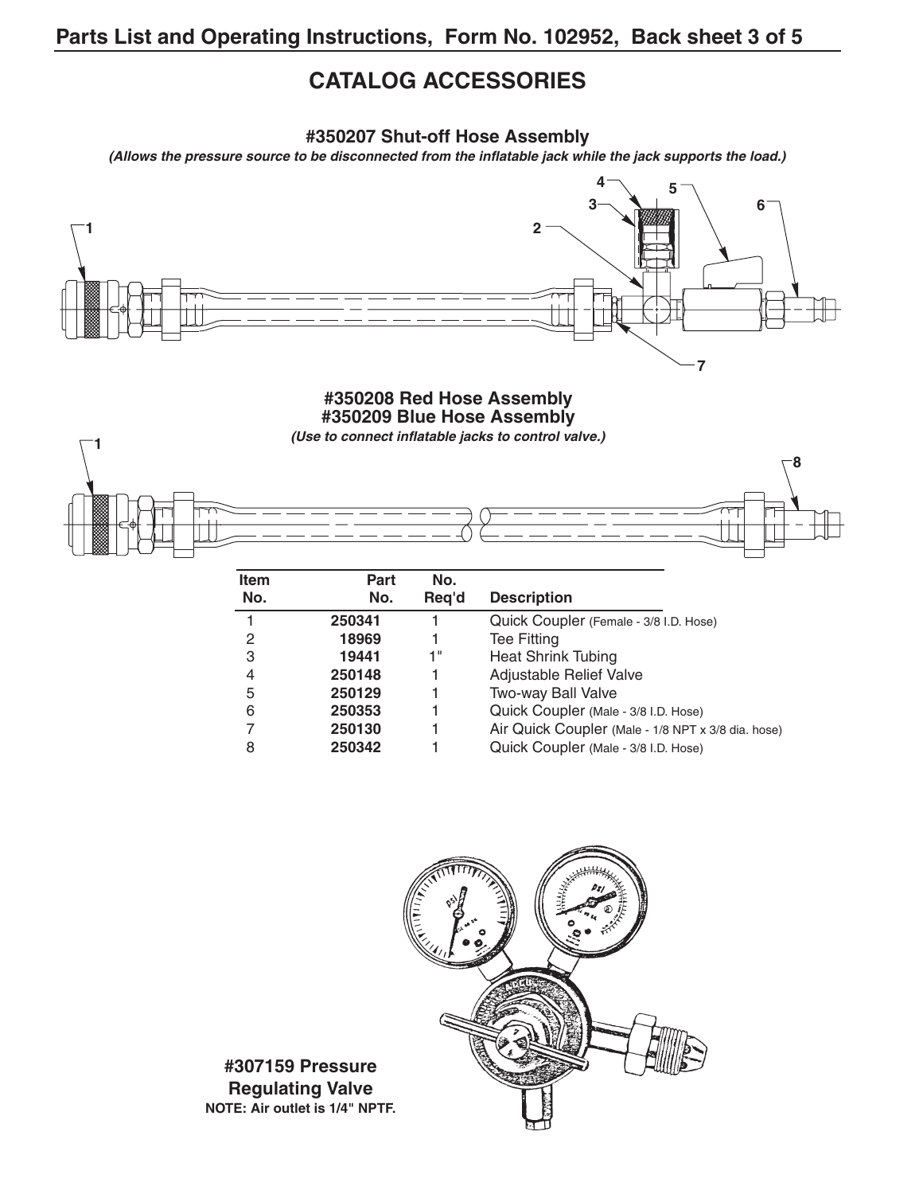# CATALOG ACCESSORIES

### #350207 Shut-off Hose Assembly

***(Allows the pressure source to be disconnected from the inflatable jack while the jack supports the load.)***

### #350208 Red Hose Assembly
### #350209 Blue Hose Assembly

***(Use to connect inflatable jacks to control valve.)***

| Item No. | Part No. | No. Req'd | Description |
|---|---|---|---|
| 1 | **250341** | 1 | Quick Coupler (Female - 3/8 I.D. Hose) |
| 2 | **18969** | 1 | Tee Fitting |
| 3 | **19441** | 1" | Heat Shrink Tubing |
| 4 | **250148** | 1 | Adjustable Relief Valve |
| 5 | **250129** | 1 | Two-way Ball Valve |
| 6 | **250353** | 1 | Quick Coupler (Male - 3/8 I.D. Hose) |
| 7 | **250130** | 1 | Air Quick Coupler (Male - 1/8 NPT x 3/8 dia. hose) |
| 8 | **250342** | 1 | Quick Coupler (Male - 3/8 I.D. Hose) |

**#307159 Pressure Regulating Valve**

**NOTE: Air outlet is 1/4" NPTF.**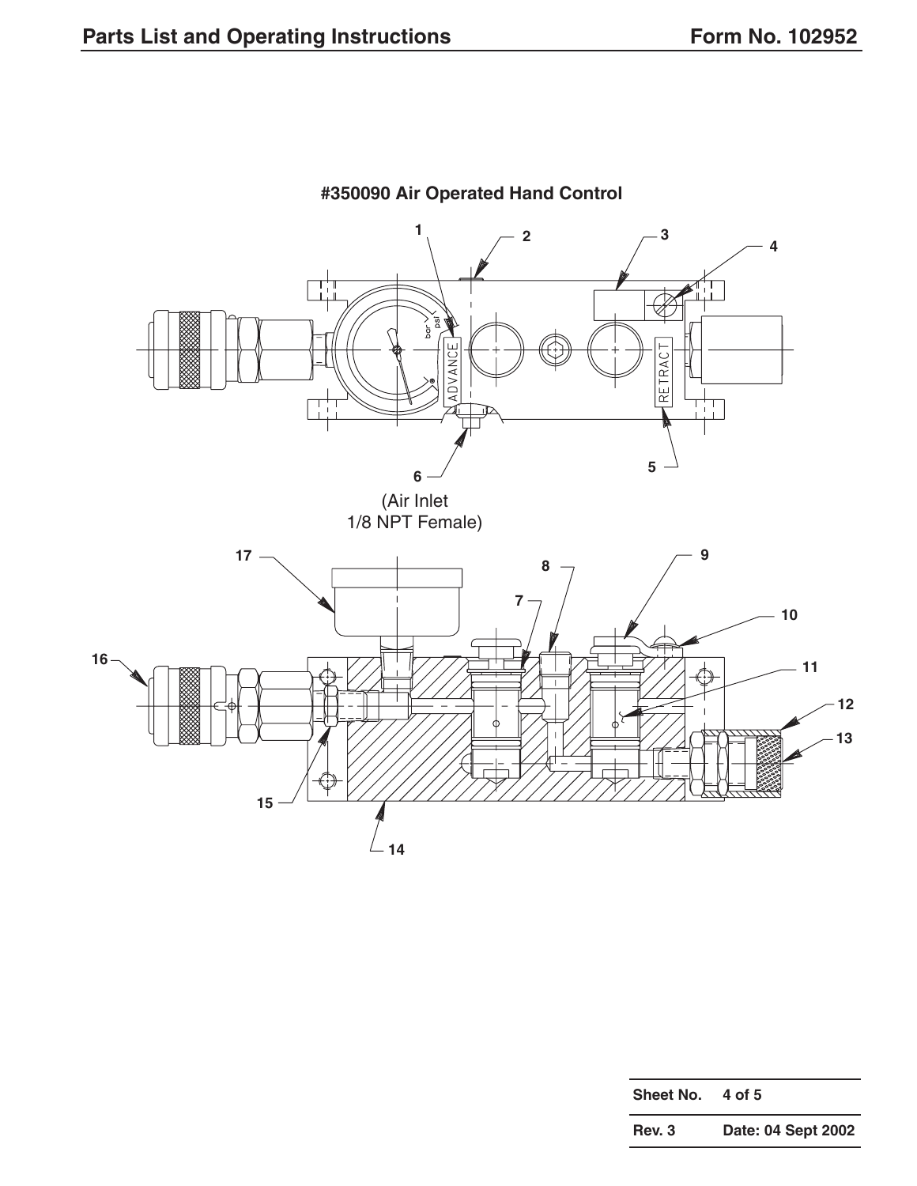### #350090 Air Operated Hand Control

(Air Inlet
1/8 NPT Female)

| Sheet No. | 4 of 5 |
| --- | --- |
| Rev. 3 | Date: 04 Sept 2002 |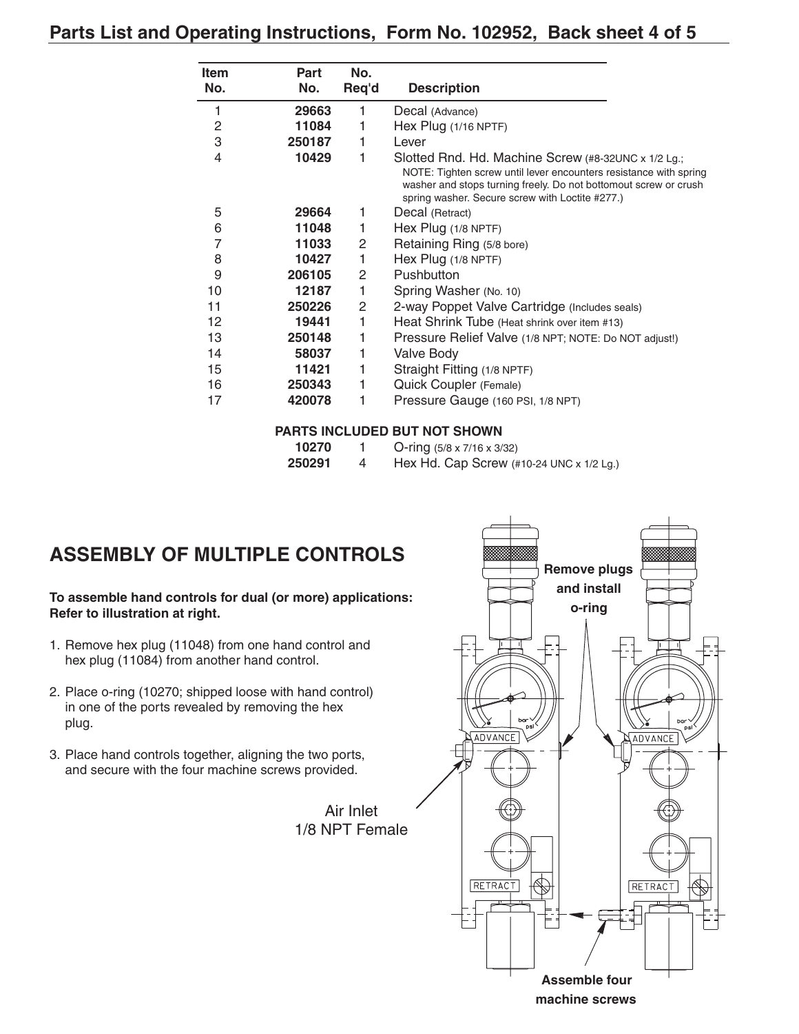## Parts List and Operating Instructions, Form No. 102952, Back sheet 4 of 5

| Item No. | Part No. | No. Req'd | Description |
|---|---|---|---|
| 1 | **29663** | 1 | Decal (Advance) |
| 2 | **11084** | 1 | Hex Plug (1/16 NPTF) |
| 3 | **250187** | 1 | Lever |
| 4 | **10429** | 1 | Slotted Rnd. Hd. Machine Screw (#8-32UNC x 1/2 Lg.; NOTE: Tighten screw until lever encounters resistance with spring washer and stops turning freely. Do not bottomout screw or crush spring washer. Secure screw with Loctite #277.) |
| 5 | **29664** | 1 | Decal (Retract) |
| 6 | **11048** | 1 | Hex Plug (1/8 NPTF) |
| 7 | **11033** | 2 | Retaining Ring (5/8 bore) |
| 8 | **10427** | 1 | Hex Plug (1/8 NPTF) |
| 9 | **206105** | 2 | Pushbutton |
| 10 | **12187** | 1 | Spring Washer (No. 10) |
| 11 | **250226** | 2 | 2-way Poppet Valve Cartridge (Includes seals) |
| 12 | **19441** | 1 | Heat Shrink Tube (Heat shrink over item #13) |
| 13 | **250148** | 1 | Pressure Relief Valve (1/8 NPT; NOTE: Do NOT adjust!) |
| 14 | **58037** | 1 | Valve Body |
| 15 | **11421** | 1 | Straight Fitting (1/8 NPTF) |
| 16 | **250343** | 1 | Quick Coupler (Female) |
| 17 | **420078** | 1 | Pressure Gauge (160 PSI, 1/8 NPT) |
| | | | **PARTS INCLUDED BUT NOT SHOWN** |
| | **10270** | 1 | O-ring (5/8 x 7/16 x 3/32) |
| | **250291** | 4 | Hex Hd. Cap Screw (#10-24 UNC x 1/2 Lg.) |

## ASSEMBLY OF MULTIPLE CONTROLS

**To assemble hand controls for dual (or more) applications: Refer to illustration at right.**

1. Remove hex plug (11048) from one hand control and hex plug (11084) from another hand control.
2. Place o-ring (10270; shipped loose with hand control) in one of the ports revealed by removing the hex plug.
3. Place hand controls together, aligning the two ports, and secure with the four machine screws provided.

Remove plugs and install o-ring

Air Inlet 1/8 NPT Female

Assemble four machine screws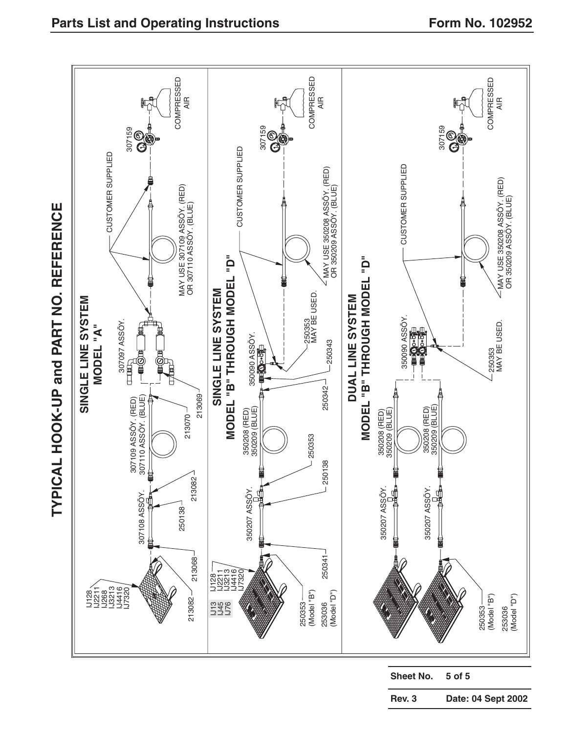# TYPICAL HOOK-UP and PART NO. REFERENCE

## SINGLE LINE SYSTEM MODEL "A"

IJ128
IJ2211
IJ268
IJ3213
IJ4416
IJ7320

213082
213068
307108 ASSŎY.
250138
213082
307109 ASSŎY. (RED)
307110 ASSŎY. (BLUE)
213070
213069
307097 ASSŎY.
MAY USE 307109 ASSŎY. (RED)
OR 307110 ASSŎY. (BLUE)
CUSTOMER SUPPLIED
307159
COMPRESSED AIR

## SINGLE LINE SYSTEM MODEL "B" THROUGH MODEL "D"

IJ13
IJ45
IJ76

IJ128
IJ2211
IJ3213
IJ4416
IJ7320

250353
(Model "B")
253036
(Model "D")
250341
350207 ASSŎY.
250138
250353
350208 (RED)
350209 (BLUE)
250342
350090 ASSŎY.
250343
250353
MAY BE USED.
MAY USE 350208 ASSŎY. (RED)
OR 350209 ASSŎY. (BLUE)
CUSTOMER SUPPLIED
307159
COMPRESSED AIR

## DUAL LINE SYSTEM MODEL "B" THROUGH MODEL "D"

250353
(Model "B")
253036
(Model "D")
350207 ASSŎY.
350207 ASSŎY.
350208 (RED)
350209 (BLUE)
350208 (RED)
350209 (BLUE)
350090 ASSŎY.
250353
MAY BE USED.
MAY USE 350208 ASSŎY. (RED)
OR 350209 ASSŎY. (BLUE)
CUSTOMER SUPPLIED
307159
COMPRESSED AIR

| | |
|---|---|
| **Sheet No.** | **5 of 5** |
| **Rev. 3** | **Date: 04 Sept 2002** |